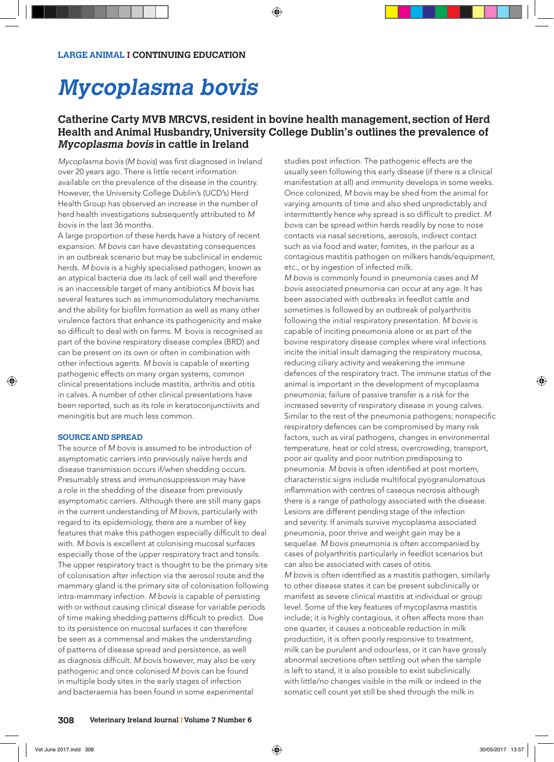LARGE ANIMAL I CONTINUING EDUCATION

# *Mycoplasma bovis*

## Catherine Carty MVB MRCVS, resident in bovine health management, section of Herd Health and Animal Husbandry, University College Dublin's outlines the prevalence of *Mycoplasma bovis* in cattle in Ireland

*Mycoplasma bovis* (*M bovis*) was first diagnosed in Ireland over 20 years ago. There is little recent information available on the prevalence of the disease in the country. However, the University College Dublin's (UCD's) Herd Health Group has observed an increase in the number of herd health investigations subsequently attributed to *M bovis* in the last 36 months.

A large proportion of these herds have a history of recent expansion. *M bovis* can have devastating consequences in an outbreak scenario but may be subclinical in endemic herds. *M bovis* is a highly specialised pathogen, known as an atypical bacteria due its lack of cell wall and therefore is an inaccessible target of many antibiotics *M bovis* has several features such as immunomodulatory mechanisms and the ability for biofilm formation as well as many other virulence factors that enhance its pathogenicity and make so difficult to deal with on farms. M bovis is recognised as part of the bovine respiratory disease complex (BRD) and can be present on its own or often in combination with other infectious agents. *M bovis* is capable of exerting pathogenic effects on many organ systems, common clinical presentations include mastitis, arthritis and otitis in calves. A number of other clinical presentations have been reported, such as its role in keratoconjunctiivits and meningitis but are much less common.

### SOURCE AND SPREAD

The source of *M bovis* is assumed to be introduction of asymptomatic carriers into previously naïve herds and disease transmission occurs if/when shedding occurs. Presumably stress and immunosuppression may have a role in the shedding of the disease from previously asymptomatic carriers. Although there are still many gaps in the current understanding of *M bovis*, particularly with regard to its epidemiology, there are a number of key features that make this pathogen especially difficult to deal with. *M bovis* is excellent at colonising mucosal surfaces especially those of the upper respiratory tract and tonsils. The upper respiratory tract is thought to be the primary site of colonisation after infection via the aerosol route and the mammary gland is the primary site of colonisation following intra-mammary infection. *M bovis* is capable of persisting with or without causing clinical disease for variable periods of time making shedding patterns difficult to predict. Due to its persistence on mucosal surfaces it can therefore be seen as a commensal and makes the understanding of patterns of disease spread and persistence, as well as diagnosis difficult. *M bovis* however, may also be very pathogenic and once colonised *M bovis* can be found in multiple body sites in the early stages of infection and bacteraemia has been found in some experimental studies post infection. The pathogenic effects are the usually seen following this early disease (if there is a clinical manifestation at all) and immunity develops in some weeks. Once colonized, *M bovis* may be shed from the animal for varying amounts of time and also shed unpredictably and intermittently hence why spread is so difficult to predict. *M bovis* can be spread within herds readily by nose to nose contacts via nasal secretions, aerosols, indirect contact such as via food and water, fomites, in the parlour as a contagious mastitis pathogen on milkers hands/equipment, etc., or by ingestion of infected milk.

*M bovis* is commonly found in pneumonia cases and *M bovis* associated pneumonia can occur at any age. It has been associated with outbreaks in feedlot cattle and sometimes is followed by an outbreak of polyarthritis following the initial respiratory presentation. *M bovis* is capable of inciting pneumonia alone or as part of the bovine respiratory disease complex where viral infections incite the initial insult damaging the respiratory mucosa, reducing ciliary activity and weakening the immune defences of the respiratory tract. The immune status of the animal is important in the development of mycoplasma pneumonia; failure of passive transfer is a risk for the increased severity of respiratory disease in young calves. Similar to the rest of the pneumonia pathogens; nonspecific respiratory defences can be compromised by many risk factors, such as viral pathogens, changes in environmental temperature, heat or cold stress, overcrowding, transport, poor air quality and poor nutrition predisposing to pneumonia. *M bovis* is often identified at post mortem, characteristic signs include multifocal pyogranulomatous inflammation with centres of caseous necrosis although there is a range of pathology associated with the disease. Lesions are different pending stage of the infection and severity. If animals survive mycoplasma associated pneumonia, poor thrive and weight gain may be a sequelae. *M bovis* pneumonia is often accompanied by cases of polyarthritis particularly in feedlot scenarios but can also be associated with cases of otitis.

*M bovis* is often identified as a mastitis pathogen, similarly to other disease states it can be present subclinically or manifest as severe clinical mastitis at individual or group level. Some of the key features of mycoplasma mastitis include; it is highly contagious, it often affects more than one quarter, it causes a noticeable reduction in milk production, it is often poorly responsive to treatment, milk can be purulent and odourless, or it can have grossly abnormal secretions often settling out when the sample is left to stand, it is also possible to exist subclinically with little/no changes visible in the milk or indeed in the somatic cell count yet still be shed through the milk in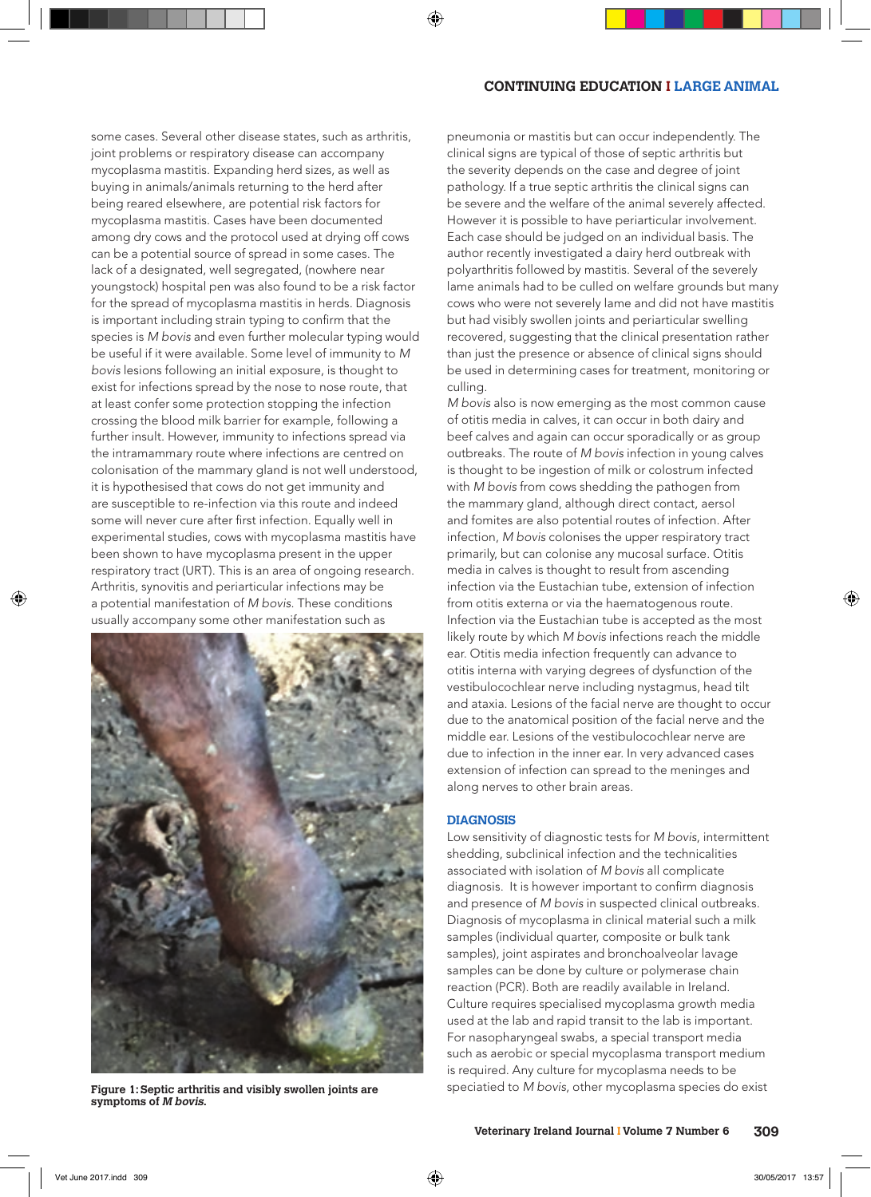some cases. Several other disease states, such as arthritis, joint problems or respiratory disease can accompany mycoplasma mastitis. Expanding herd sizes, as well as buying in animals/animals returning to the herd after being reared elsewhere, are potential risk factors for mycoplasma mastitis. Cases have been documented among dry cows and the protocol used at drying off cows can be a potential source of spread in some cases. The lack of a designated, well segregated, (nowhere near youngstock) hospital pen was also found to be a risk factor for the spread of mycoplasma mastitis in herds. Diagnosis is important including strain typing to confirm that the species is *M bovis* and even further molecular typing would be useful if it were available. Some level of immunity to *M bovis* lesions following an initial exposure, is thought to exist for infections spread by the nose to nose route, that at least confer some protection stopping the infection crossing the blood milk barrier for example, following a further insult. However, immunity to infections spread via the intramammary route where infections are centred on colonisation of the mammary gland is not well understood, it is hypothesised that cows do not get immunity and are susceptible to re-infection via this route and indeed some will never cure after first infection. Equally well in experimental studies, cows with mycoplasma mastitis have been shown to have mycoplasma present in the upper respiratory tract (URT). This is an area of ongoing research. Arthritis, synovitis and periarticular infections may be a potential manifestation of *M bovis*. These conditions usually accompany some other manifestation such as pneumonia or mastitis but can occur independently. The clinical signs are typical of those of septic arthritis but the severity depends on the case and degree of joint pathology. If a true septic arthritis the clinical signs can be severe and the welfare of the animal severely affected. However it is possible to have periarticular involvement. Each case should be judged on an individual basis. The author recently investigated a dairy herd outbreak with polyarthritis followed by mastitis. Several of the severely lame animals had to be culled on welfare grounds but many cows who were not severely lame and did not have mastitis but had visibly swollen joints and periarticular swelling recovered, suggesting that the clinical presentation rather than just the presence or absence of clinical signs should be used in determining cases for treatment, monitoring or culling.

**Figure 1: Septic arthritis and visibly swollen joints are symptoms of *M bovis*.**

*M bovis* also is now emerging as the most common cause of otitis media in calves, it can occur in both dairy and beef calves and again can occur sporadically or as group outbreaks. The route of *M bovis* infection in young calves is thought to be ingestion of milk or colostrum infected with *M bovis* from cows shedding the pathogen from the mammary gland, although direct contact, aersol and fomites are also potential routes of infection. After infection, *M bovis* colonises the upper respiratory tract primarily, but can colonise any mucosal surface. Otitis media in calves is thought to result from ascending infection via the Eustachian tube, extension of infection from otitis externa or via the haematogenous route. Infection via the Eustachian tube is accepted as the most likely route by which *M bovis* infections reach the middle ear. Otitis media infection frequently can advance to otitis interna with varying degrees of dysfunction of the vestibulocochlear nerve including nystagmus, head tilt and ataxia. Lesions of the facial nerve are thought to occur due to the anatomical position of the facial nerve and the middle ear. Lesions of the vestibulocochlear nerve are due to infection in the inner ear. In very advanced cases extension of infection can spread to the meninges and along nerves to other brain areas.

## DIAGNOSIS

Low sensitivity of diagnostic tests for *M bovis*, intermittent shedding, subclinical infection and the technicalities associated with isolation of *M bovis* all complicate diagnosis. It is however important to confirm diagnosis and presence of *M bovis* in suspected clinical outbreaks. Diagnosis of mycoplasma in clinical material such a milk samples (individual quarter, composite or bulk tank samples), joint aspirates and bronchoalveolar lavage samples can be done by culture or polymerase chain reaction (PCR). Both are readily available in Ireland. Culture requires specialised mycoplasma growth media used at the lab and rapid transit to the lab is important. For nasopharyngeal swabs, a special transport media such as aerobic or special mycoplasma transport medium is required. Any culture for mycoplasma needs to be speciatied to *M bovis*, other mycoplasma species do exist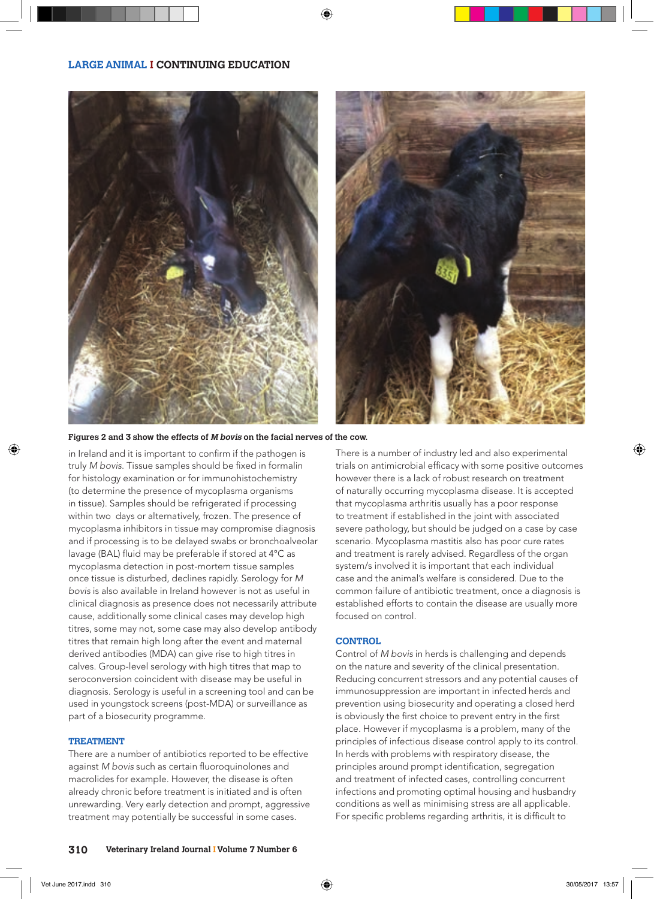**Figures 2 and 3 show the effects of *M bovis* on the facial nerves of the cow.**

in Ireland and it is important to confirm if the pathogen is truly *M bovis*. Tissue samples should be fixed in formalin for histology examination or for immunohistochemistry (to determine the presence of mycoplasma organisms in tissue). Samples should be refrigerated if processing within two days or alternatively, frozen. The presence of mycoplasma inhibitors in tissue may compromise diagnosis and if processing is to be delayed swabs or bronchoalveolar lavage (BAL) fluid may be preferable if stored at 4°C as mycoplasma detection in post-mortem tissue samples once tissue is disturbed, declines rapidly. Serology for *M bovis* is also available in Ireland however is not as useful in clinical diagnosis as presence does not necessarily attribute cause, additionally some clinical cases may develop high titres, some may not, some case may also develop antibody titres that remain high long after the event and maternal derived antibodies (MDA) can give rise to high titres in calves. Group-level serology with high titres that map to seroconversion coincident with disease may be useful in diagnosis. Serology is useful in a screening tool and can be used in youngstock screens (post-MDA) or surveillance as part of a biosecurity programme.

## TREATMENT

There are a number of antibiotics reported to be effective against *M bovis* such as certain fluoroquinolones and macrolides for example. However, the disease is often already chronic before treatment is initiated and is often unrewarding. Very early detection and prompt, aggressive treatment may potentially be successful in some cases.

There is a number of industry led and also experimental trials on antimicrobial efficacy with some positive outcomes however there is a lack of robust research on treatment of naturally occurring mycoplasma disease. It is accepted that mycoplasma arthritis usually has a poor response to treatment if established in the joint with associated severe pathology, but should be judged on a case by case scenario. Mycoplasma mastitis also has poor cure rates and treatment is rarely advised. Regardless of the organ system/s involved it is important that each individual case and the animal's welfare is considered. Due to the common failure of antibiotic treatment, once a diagnosis is established efforts to contain the disease are usually more focused on control.

## CONTROL

Control of *M bovis* in herds is challenging and depends on the nature and severity of the clinical presentation. Reducing concurrent stressors and any potential causes of immunosuppression are important in infected herds and prevention using biosecurity and operating a closed herd is obviously the first choice to prevent entry in the first place. However if mycoplasma is a problem, many of the principles of infectious disease control apply to its control. In herds with problems with respiratory disease, the principles around prompt identification, segregation and treatment of infected cases, controlling concurrent infections and promoting optimal housing and husbandry conditions as well as minimising stress are all applicable. For specific problems regarding arthritis, it is difficult to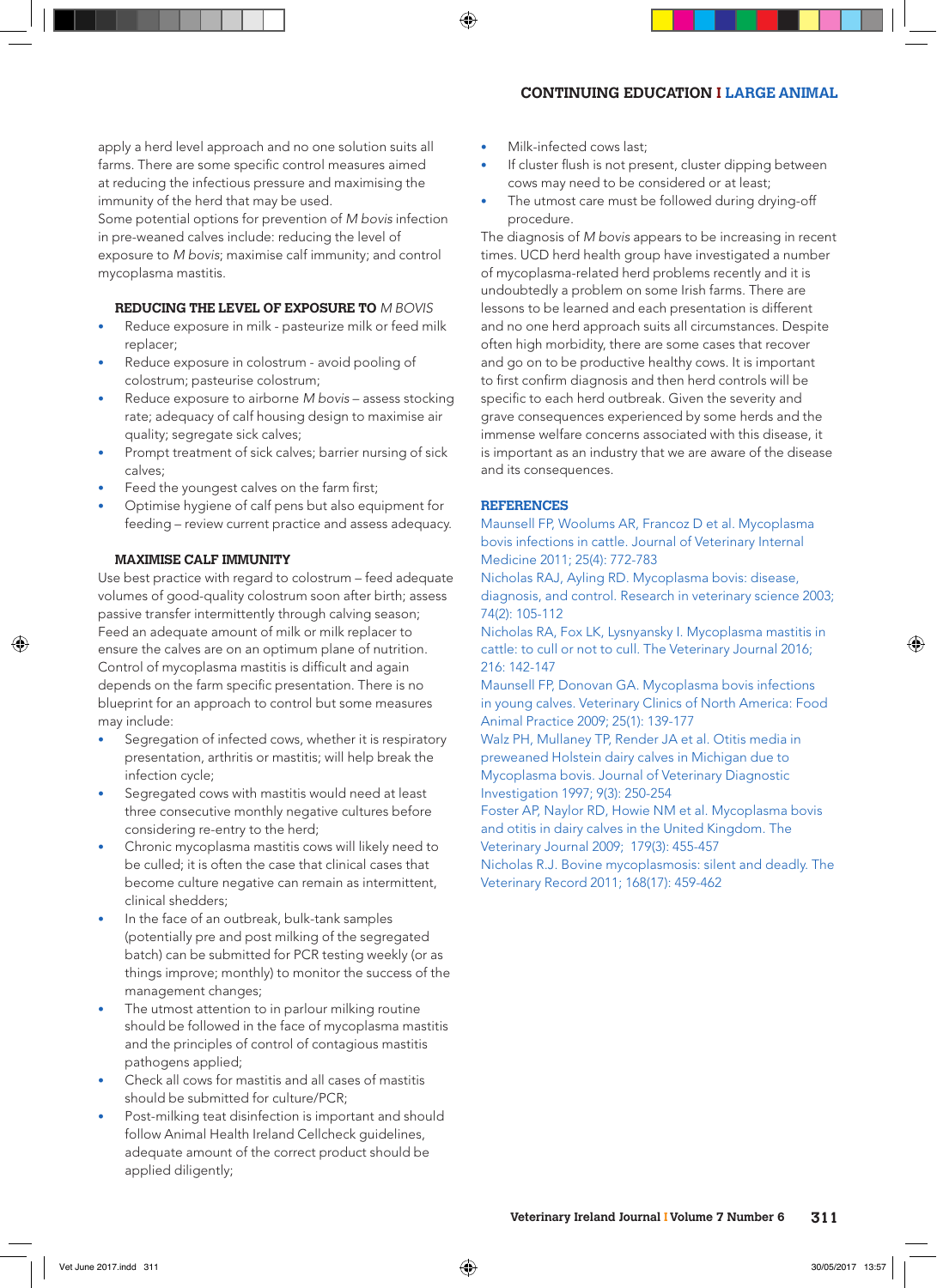apply a herd level approach and no one solution suits all farms. There are some specific control measures aimed at reducing the infectious pressure and maximising the immunity of the herd that may be used.

Some potential options for prevention of *M bovis* infection in pre-weaned calves include: reducing the level of exposure to *M bovis*; maximise calf immunity; and control mycoplasma mastitis.

### REDUCING THE LEVEL OF EXPOSURE TO *M BOVIS*

- Reduce exposure in milk - pasteurize milk or feed milk replacer;
- Reduce exposure in colostrum - avoid pooling of colostrum; pasteurise colostrum;
- Reduce exposure to airborne *M bovis* – assess stocking rate; adequacy of calf housing design to maximise air quality; segregate sick calves;
- Prompt treatment of sick calves; barrier nursing of sick calves;
- Feed the youngest calves on the farm first;
- Optimise hygiene of calf pens but also equipment for feeding – review current practice and assess adequacy.

### MAXIMISE CALF IMMUNITY

Use best practice with regard to colostrum – feed adequate volumes of good-quality colostrum soon after birth; assess passive transfer intermittently through calving season; Feed an adequate amount of milk or milk replacer to ensure the calves are on an optimum plane of nutrition.

Control of mycoplasma mastitis is difficult and again depends on the farm specific presentation. There is no blueprint for an approach to control but some measures may include:

- Segregation of infected cows, whether it is respiratory presentation, arthritis or mastitis; will help break the infection cycle;
- Segregated cows with mastitis would need at least three consecutive monthly negative cultures before considering re-entry to the herd;
- Chronic mycoplasma mastitis cows will likely need to be culled; it is often the case that clinical cases that become culture negative can remain as intermittent, clinical shedders;
- In the face of an outbreak, bulk-tank samples (potentially pre and post milking of the segregated batch) can be submitted for PCR testing weekly (or as things improve; monthly) to monitor the success of the management changes;
- The utmost attention to in parlour milking routine should be followed in the face of mycoplasma mastitis and the principles of control of contagious mastitis pathogens applied;
- Check all cows for mastitis and all cases of mastitis should be submitted for culture/PCR;
- Post-milking teat disinfection is important and should follow Animal Health Ireland Cellcheck guidelines, adequate amount of the correct product should be applied diligently;
- Milk-infected cows last;
- If cluster flush is not present, cluster dipping between cows may need to be considered or at least;
- The utmost care must be followed during drying-off procedure.

The diagnosis of *M bovis* appears to be increasing in recent times. UCD herd health group have investigated a number of mycoplasma-related herd problems recently and it is undoubtedly a problem on some Irish farms. There are lessons to be learned and each presentation is different and no one herd approach suits all circumstances. Despite often high morbidity, there are some cases that recover and go on to be productive healthy cows. It is important to first confirm diagnosis and then herd controls will be specific to each herd outbreak. Given the severity and grave consequences experienced by some herds and the immense welfare concerns associated with this disease, it is important as an industry that we are aware of the disease and its consequences.

### REFERENCES

Maunsell FP, Woolums AR, Francoz D et al. Mycoplasma bovis infections in cattle. Journal of Veterinary Internal Medicine 2011; 25(4): 772-783

Nicholas RAJ, Ayling RD. Mycoplasma bovis: disease, diagnosis, and control. Research in veterinary science 2003; 74(2): 105-112

Nicholas RA, Fox LK, Lysnyansky I. Mycoplasma mastitis in cattle: to cull or not to cull. The Veterinary Journal 2016; 216: 142-147

Maunsell FP, Donovan GA. Mycoplasma bovis infections in young calves. Veterinary Clinics of North America: Food Animal Practice 2009; 25(1): 139-177

Walz PH, Mullaney TP, Render JA et al. Otitis media in preweaned Holstein dairy calves in Michigan due to Mycoplasma bovis. Journal of Veterinary Diagnostic Investigation 1997; 9(3): 250-254

Foster AP, Naylor RD, Howie NM et al. Mycoplasma bovis and otitis in dairy calves in the United Kingdom. The Veterinary Journal 2009; 179(3): 455-457

Nicholas R.J. Bovine mycoplasmosis: silent and deadly. The Veterinary Record 2011; 168(17): 459-462